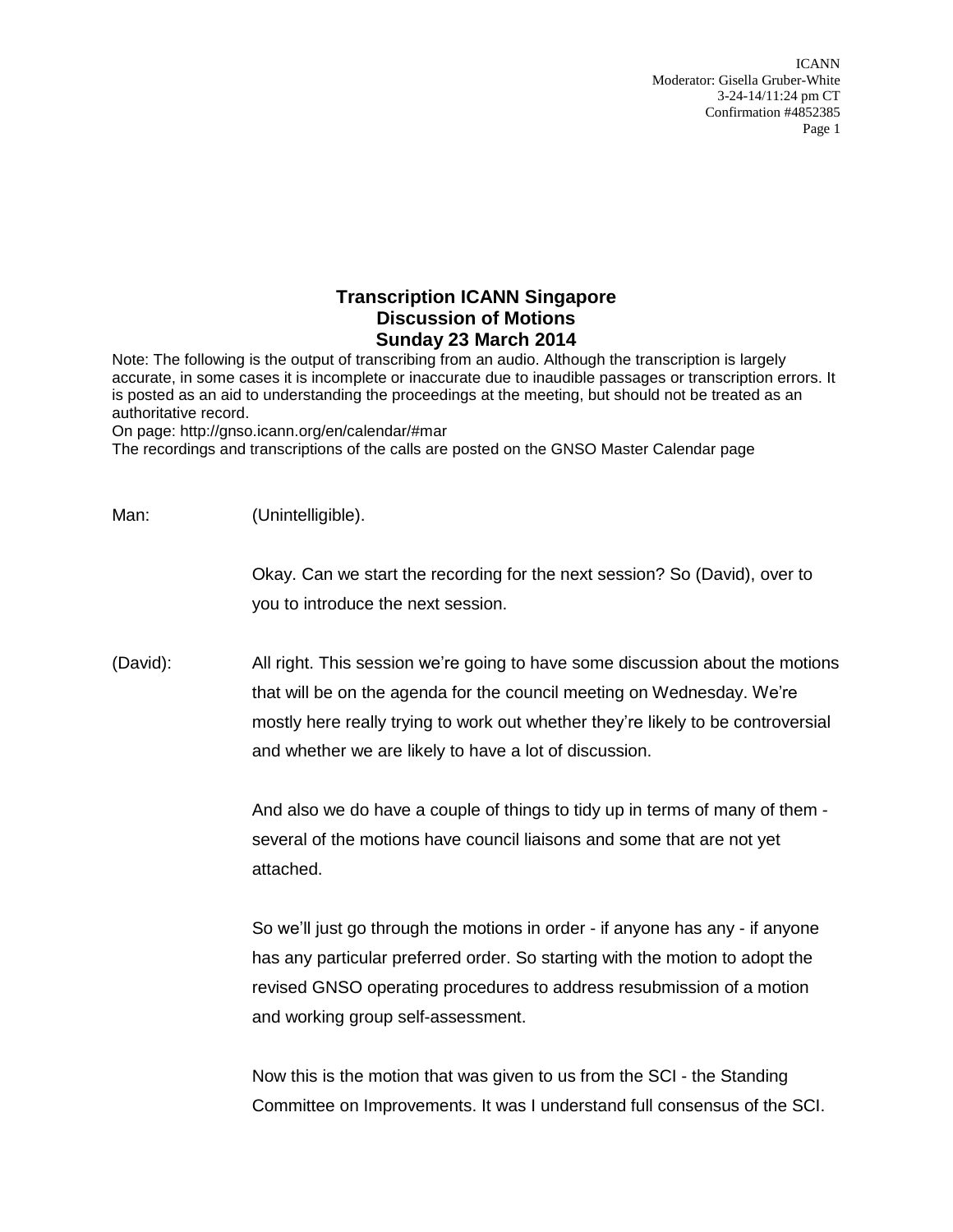# Transcription ICANN Singapore
# Discussion of Motions
# Sunday 23 March 2014

Note: The following is the output of transcribing from an audio. Although the transcription is largely accurate, in some cases it is incomplete or inaccurate due to inaudible passages or transcription errors. It is posted as an aid to understanding the proceedings at the meeting, but should not be treated as an authoritative record.
On page: http://gnso.icann.org/en/calendar/#mar
The recordings and transcriptions of the calls are posted on the GNSO Master Calendar page

Man: (Unintelligible).

Okay. Can we start the recording for the next session? So (David), over to you to introduce the next session.

(David): All right. This session we're going to have some discussion about the motions that will be on the agenda for the council meeting on Wednesday. We're mostly here really trying to work out whether they're likely to be controversial and whether we are likely to have a lot of discussion.

And also we do have a couple of things to tidy up in terms of many of them - several of the motions have council liaisons and some that are not yet attached.

So we'll just go through the motions in order - if anyone has any - if anyone has any particular preferred order. So starting with the motion to adopt the revised GNSO operating procedures to address resubmission of a motion and working group self-assessment.

Now this is the motion that was given to us from the SCI - the Standing Committee on Improvements. It was I understand full consensus of the SCI.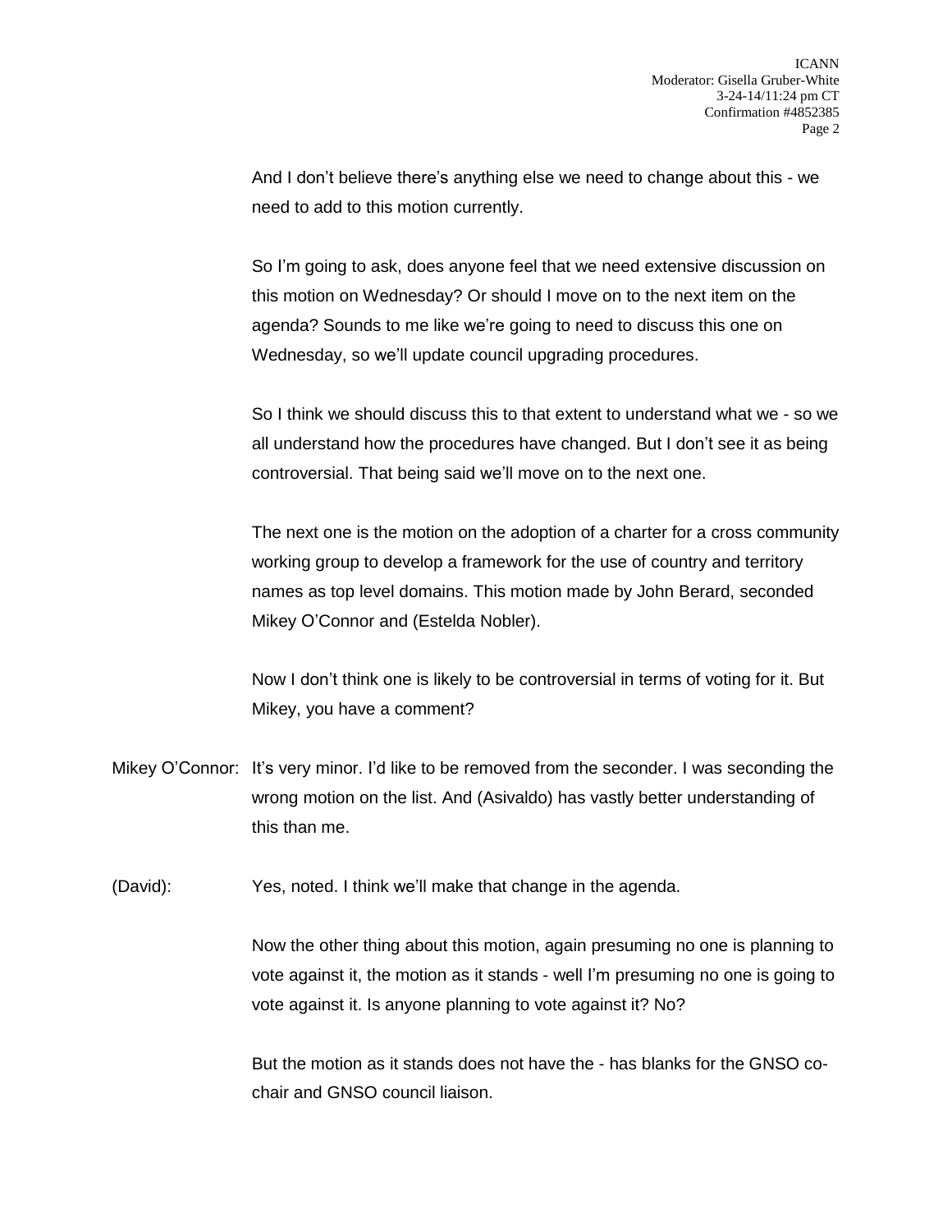And I don't believe there's anything else we need to change about this - we need to add to this motion currently.

So I'm going to ask, does anyone feel that we need extensive discussion on this motion on Wednesday? Or should I move on to the next item on the agenda? Sounds to me like we're going to need to discuss this one on Wednesday, so we'll update council upgrading procedures.

So I think we should discuss this to that extent to understand what we - so we all understand how the procedures have changed. But I don't see it as being controversial. That being said we'll move on to the next one.

The next one is the motion on the adoption of a charter for a cross community working group to develop a framework for the use of country and territory names as top level domains. This motion made by John Berard, seconded Mikey O'Connor and (Estelda Nobler).

Now I don't think one is likely to be controversial in terms of voting for it. But Mikey, you have a comment?

Mikey O'Connor: It's very minor. I'd like to be removed from the seconder. I was seconding the wrong motion on the list. And (Asivaldo) has vastly better understanding of this than me.

(David): Yes, noted. I think we'll make that change in the agenda.

Now the other thing about this motion, again presuming no one is planning to vote against it, the motion as it stands - well I'm presuming no one is going to vote against it. Is anyone planning to vote against it? No?

But the motion as it stands does not have the - has blanks for the GNSO co-chair and GNSO council liaison.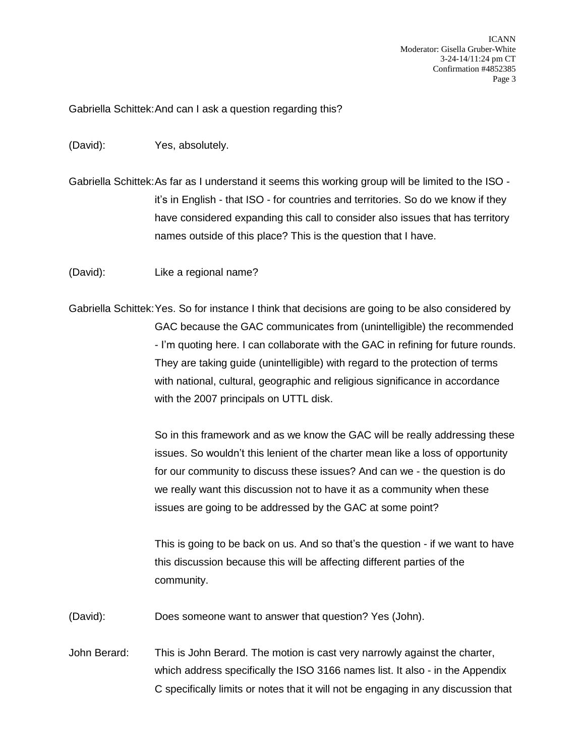Gabriella Schittek: And can I ask a question regarding this?

(David): Yes, absolutely.

Gabriella Schittek: As far as I understand it seems this working group will be limited to the ISO - it's in English - that ISO - for countries and territories. So do we know if they have considered expanding this call to consider also issues that has territory names outside of this place? This is the question that I have.

(David): Like a regional name?

Gabriella Schittek: Yes. So for instance I think that decisions are going to be also considered by GAC because the GAC communicates from (unintelligible) the recommended - I'm quoting here. I can collaborate with the GAC in refining for future rounds. They are taking guide (unintelligible) with regard to the protection of terms with national, cultural, geographic and religious significance in accordance with the 2007 principals on UTTL disk.

So in this framework and as we know the GAC will be really addressing these issues. So wouldn't this lenient of the charter mean like a loss of opportunity for our community to discuss these issues? And can we - the question is do we really want this discussion not to have it as a community when these issues are going to be addressed by the GAC at some point?

This is going to be back on us. And so that's the question - if we want to have this discussion because this will be affecting different parties of the community.

(David): Does someone want to answer that question? Yes (John).

John Berard: This is John Berard. The motion is cast very narrowly against the charter, which address specifically the ISO 3166 names list. It also - in the Appendix C specifically limits or notes that it will not be engaging in any discussion that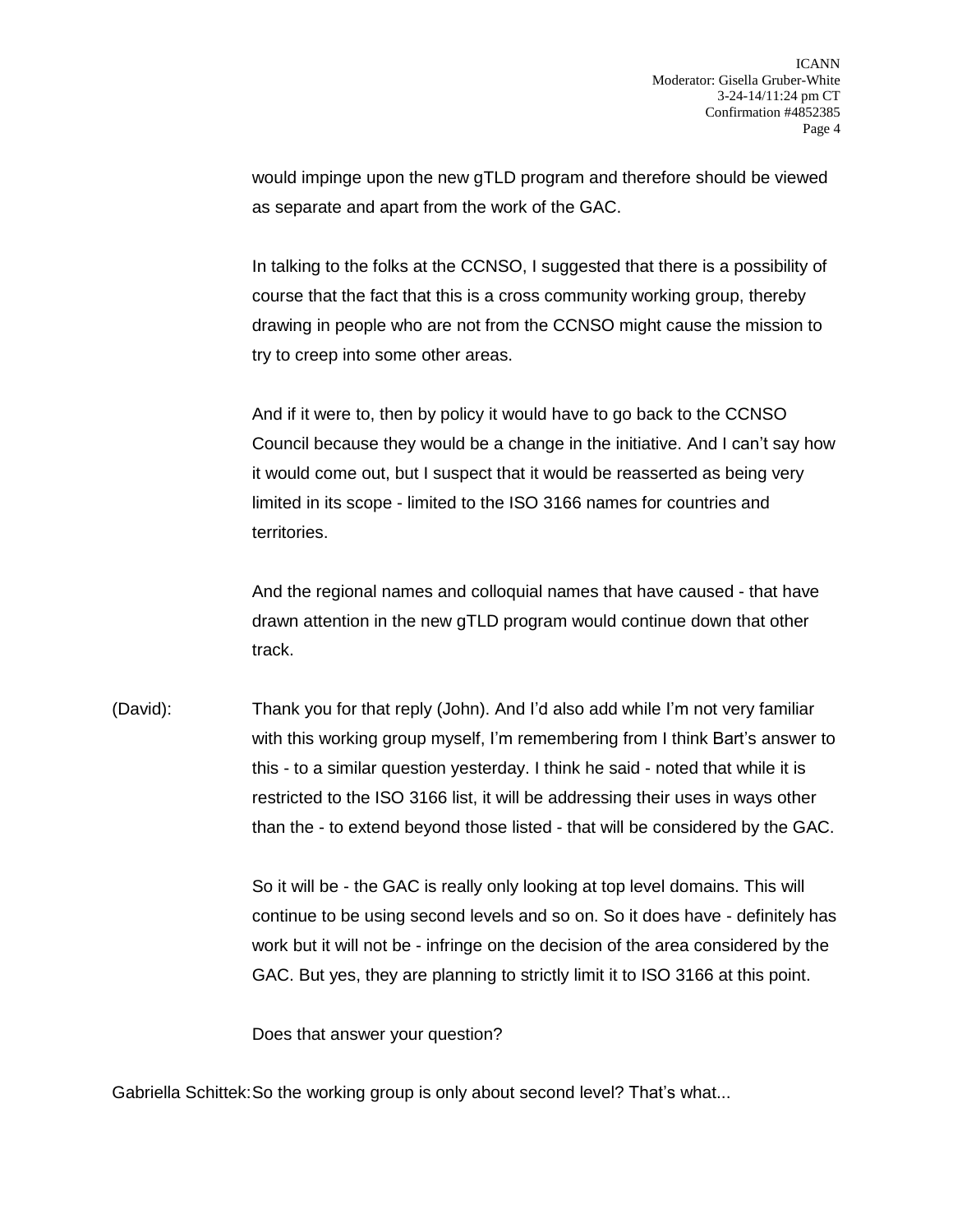would impinge upon the new gTLD program and therefore should be viewed as separate and apart from the work of the GAC.

In talking to the folks at the CCNSO, I suggested that there is a possibility of course that the fact that this is a cross community working group, thereby drawing in people who are not from the CCNSO might cause the mission to try to creep into some other areas.

And if it were to, then by policy it would have to go back to the CCNSO Council because they would be a change in the initiative. And I can't say how it would come out, but I suspect that it would be reasserted as being very limited in its scope - limited to the ISO 3166 names for countries and territories.

And the regional names and colloquial names that have caused - that have drawn attention in the new gTLD program would continue down that other track.

(David): Thank you for that reply (John). And I'd also add while I'm not very familiar with this working group myself, I'm remembering from I think Bart's answer to this - to a similar question yesterday. I think he said - noted that while it is restricted to the ISO 3166 list, it will be addressing their uses in ways other than the - to extend beyond those listed - that will be considered by the GAC.

So it will be - the GAC is really only looking at top level domains. This will continue to be using second levels and so on. So it does have - definitely has work but it will not be - infringe on the decision of the area considered by the GAC. But yes, they are planning to strictly limit it to ISO 3166 at this point.

Does that answer your question?

Gabriella Schittek: So the working group is only about second level? That's what...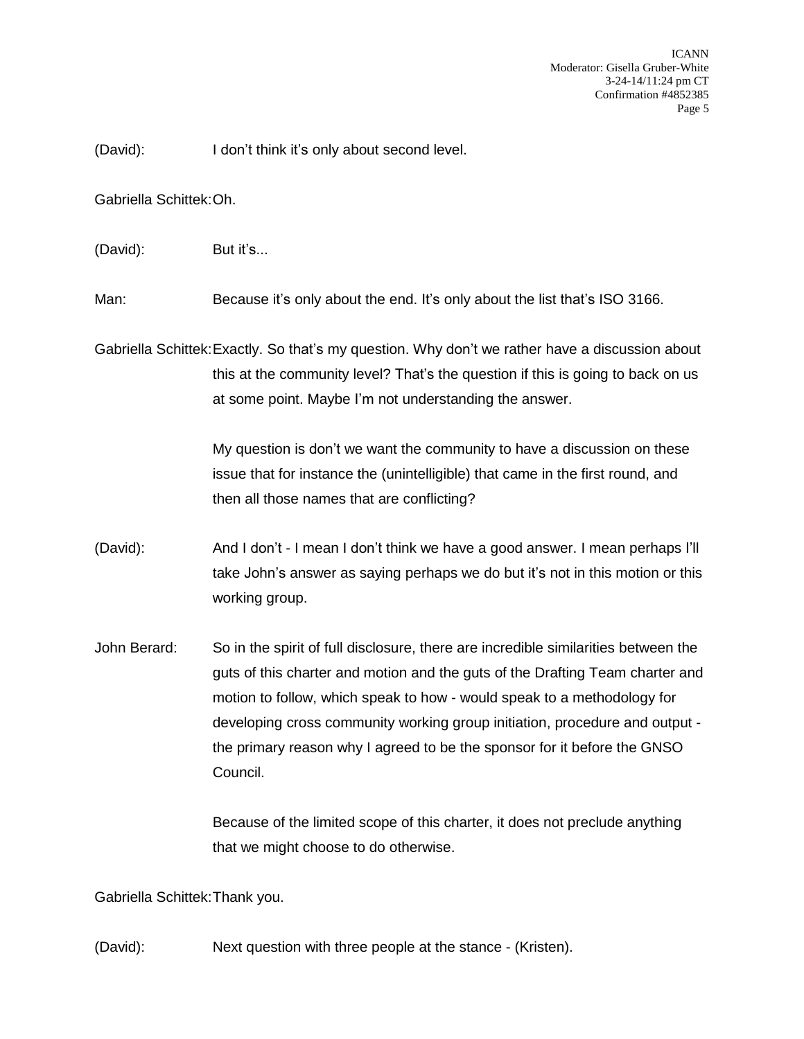(David): I don't think it's only about second level.

Gabriella Schittek: Oh.

(David): But it's...

Man: Because it's only about the end. It's only about the list that's ISO 3166.

Gabriella Schittek: Exactly. So that's my question. Why don't we rather have a discussion about this at the community level? That's the question if this is going to back on us at some point. Maybe I'm not understanding the answer.

My question is don't we want the community to have a discussion on these issue that for instance the (unintelligible) that came in the first round, and then all those names that are conflicting?

(David): And I don't - I mean I don't think we have a good answer. I mean perhaps I'll take John's answer as saying perhaps we do but it's not in this motion or this working group.

John Berard: So in the spirit of full disclosure, there are incredible similarities between the guts of this charter and motion and the guts of the Drafting Team charter and motion to follow, which speak to how - would speak to a methodology for developing cross community working group initiation, procedure and output - the primary reason why I agreed to be the sponsor for it before the GNSO Council.

Because of the limited scope of this charter, it does not preclude anything that we might choose to do otherwise.

Gabriella Schittek: Thank you.

(David): Next question with three people at the stance - (Kristen).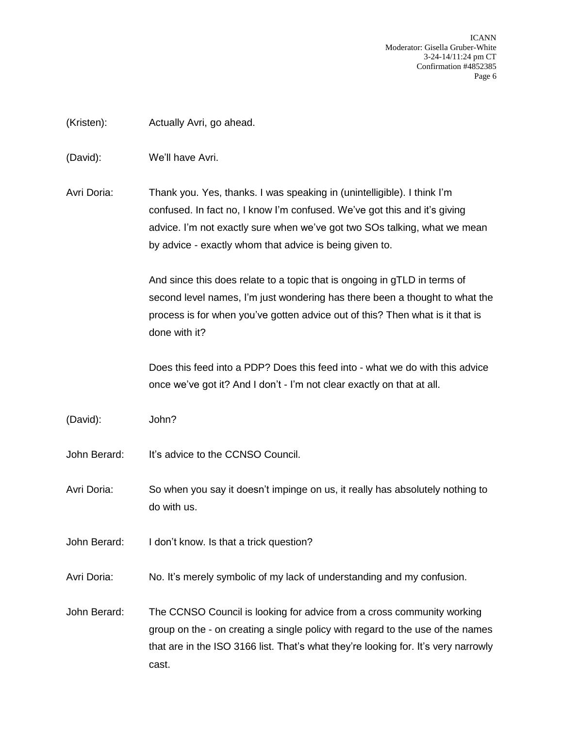(Kristen): Actually Avri, go ahead.

(David): We'll have Avri.

Avri Doria: Thank you. Yes, thanks. I was speaking in (unintelligible). I think I'm confused. In fact no, I know I'm confused. We've got this and it's giving advice. I'm not exactly sure when we've got two SOs talking, what we mean by advice - exactly whom that advice is being given to.

And since this does relate to a topic that is ongoing in gTLD in terms of second level names, I'm just wondering has there been a thought to what the process is for when you've gotten advice out of this? Then what is it that is done with it?

Does this feed into a PDP? Does this feed into - what we do with this advice once we've got it? And I don't - I'm not clear exactly on that at all.

(David): John?

John Berard: It's advice to the CCNSO Council.

Avri Doria: So when you say it doesn't impinge on us, it really has absolutely nothing to do with us.

John Berard: I don't know. Is that a trick question?

Avri Doria: No. It's merely symbolic of my lack of understanding and my confusion.

John Berard: The CCNSO Council is looking for advice from a cross community working group on the - on creating a single policy with regard to the use of the names that are in the ISO 3166 list. That's what they're looking for. It's very narrowly cast.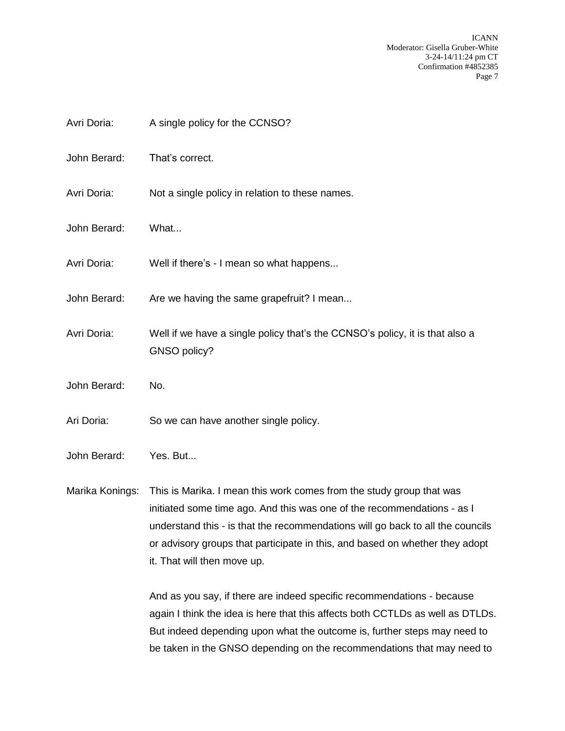Avri Doria: A single policy for the CCNSO?

John Berard: That's correct.

Avri Doria: Not a single policy in relation to these names.

John Berard: What...

Avri Doria: Well if there's - I mean so what happens...

John Berard: Are we having the same grapefruit? I mean...

Avri Doria: Well if we have a single policy that's the CCNSO's policy, it is that also a GNSO policy?

John Berard: No.

Ari Doria: So we can have another single policy.

John Berard: Yes. But...

Marika Konings: This is Marika. I mean this work comes from the study group that was initiated some time ago. And this was one of the recommendations - as I understand this - is that the recommendations will go back to all the councils or advisory groups that participate in this, and based on whether they adopt it. That will then move up.

And as you say, if there are indeed specific recommendations - because again I think the idea is here that this affects both CCTLDs as well as DTLDs. But indeed depending upon what the outcome is, further steps may need to be taken in the GNSO depending on the recommendations that may need to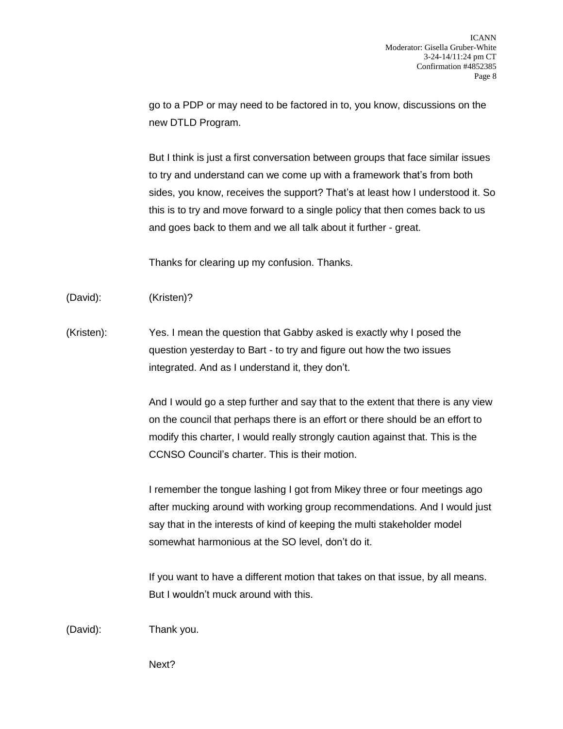go to a PDP or may need to be factored in to, you know, discussions on the new DTLD Program.

But I think is just a first conversation between groups that face similar issues to try and understand can we come up with a framework that's from both sides, you know, receives the support? That's at least how I understood it. So this is to try and move forward to a single policy that then comes back to us and goes back to them and we all talk about it further - great.

Thanks for clearing up my confusion. Thanks.

(David): (Kristen)?

(Kristen): Yes. I mean the question that Gabby asked is exactly why I posed the question yesterday to Bart - to try and figure out how the two issues integrated. And as I understand it, they don't.

And I would go a step further and say that to the extent that there is any view on the council that perhaps there is an effort or there should be an effort to modify this charter, I would really strongly caution against that. This is the CCNSO Council's charter. This is their motion.

I remember the tongue lashing I got from Mikey three or four meetings ago after mucking around with working group recommendations. And I would just say that in the interests of kind of keeping the multi stakeholder model somewhat harmonious at the SO level, don't do it.

If you want to have a different motion that takes on that issue, by all means. But I wouldn't muck around with this.

(David): Thank you.

Next?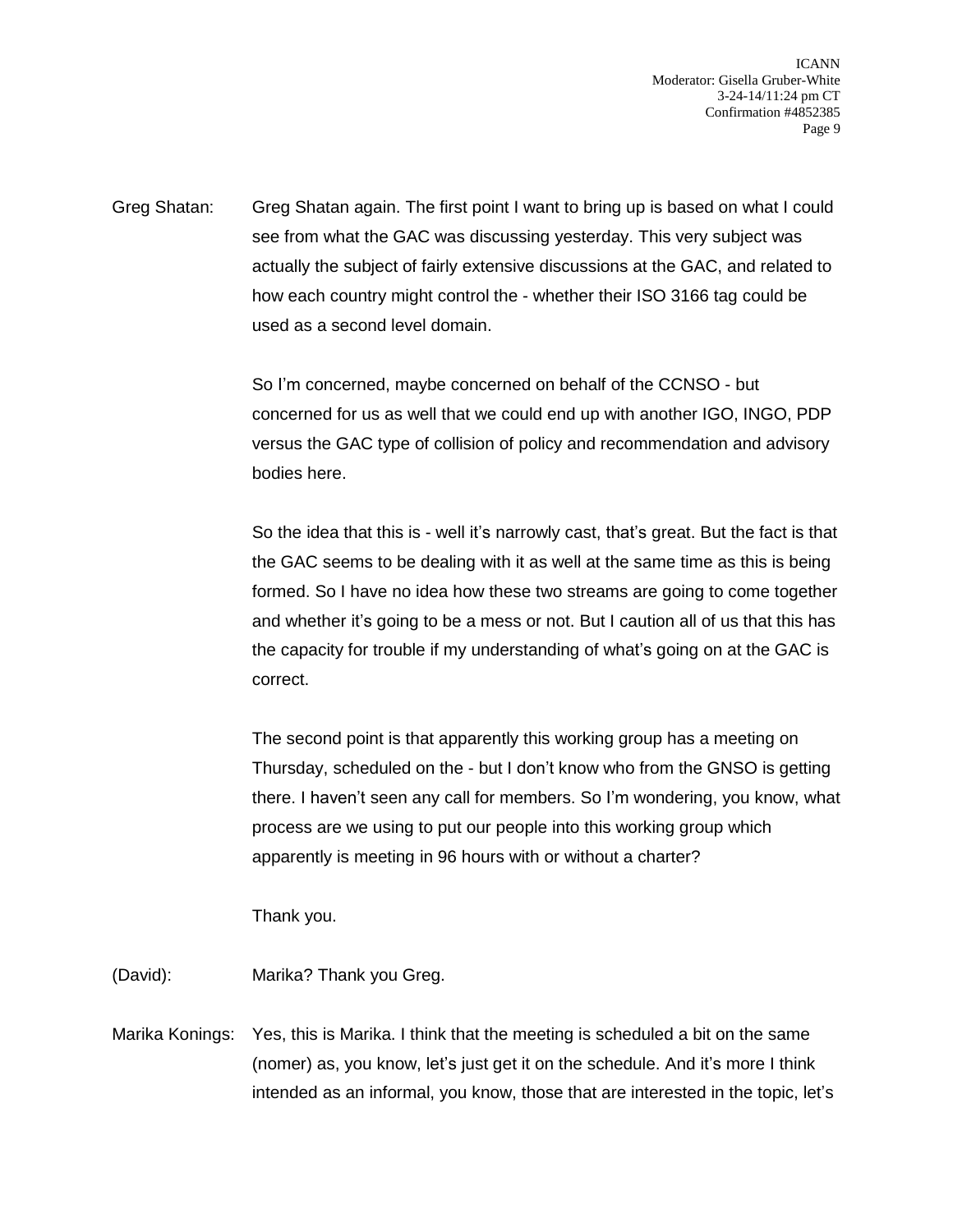Greg Shatan: Greg Shatan again. The first point I want to bring up is based on what I could see from what the GAC was discussing yesterday. This very subject was actually the subject of fairly extensive discussions at the GAC, and related to how each country might control the - whether their ISO 3166 tag could be used as a second level domain.

So I'm concerned, maybe concerned on behalf of the CCNSO - but concerned for us as well that we could end up with another IGO, INGO, PDP versus the GAC type of collision of policy and recommendation and advisory bodies here.

So the idea that this is - well it's narrowly cast, that's great. But the fact is that the GAC seems to be dealing with it as well at the same time as this is being formed. So I have no idea how these two streams are going to come together and whether it's going to be a mess or not. But I caution all of us that this has the capacity for trouble if my understanding of what's going on at the GAC is correct.

The second point is that apparently this working group has a meeting on Thursday, scheduled on the - but I don't know who from the GNSO is getting there. I haven't seen any call for members. So I'm wondering, you know, what process are we using to put our people into this working group which apparently is meeting in 96 hours with or without a charter?

Thank you.

(David): Marika? Thank you Greg.

Marika Konings: Yes, this is Marika. I think that the meeting is scheduled a bit on the same (nomer) as, you know, let's just get it on the schedule. And it's more I think intended as an informal, you know, those that are interested in the topic, let's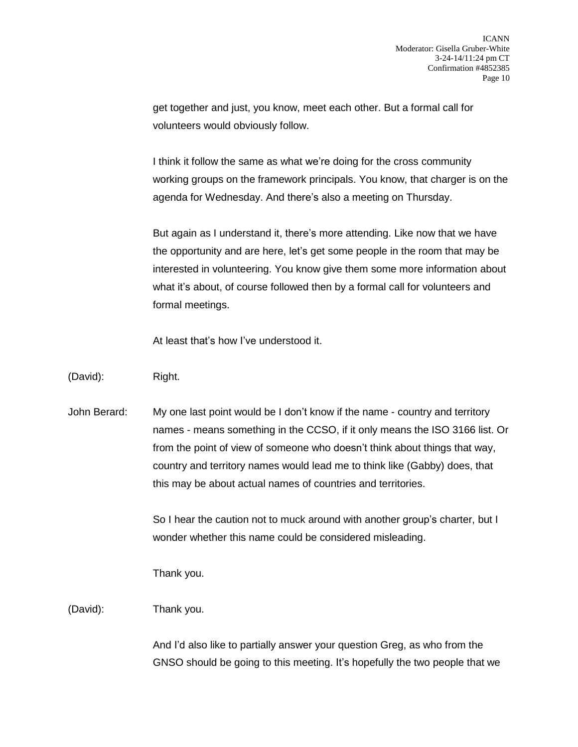get together and just, you know, meet each other. But a formal call for volunteers would obviously follow.

I think it follow the same as what we're doing for the cross community working groups on the framework principals. You know, that charger is on the agenda for Wednesday. And there's also a meeting on Thursday.

But again as I understand it, there's more attending. Like now that we have the opportunity and are here, let's get some people in the room that may be interested in volunteering. You know give them some more information about what it's about, of course followed then by a formal call for volunteers and formal meetings.

At least that's how I've understood it.

(David): Right.

John Berard: My one last point would be I don't know if the name - country and territory names - means something in the CCSO, if it only means the ISO 3166 list. Or from the point of view of someone who doesn't think about things that way, country and territory names would lead me to think like (Gabby) does, that this may be about actual names of countries and territories.

So I hear the caution not to muck around with another group's charter, but I wonder whether this name could be considered misleading.

Thank you.

(David): Thank you.

And I'd also like to partially answer your question Greg, as who from the GNSO should be going to this meeting. It's hopefully the two people that we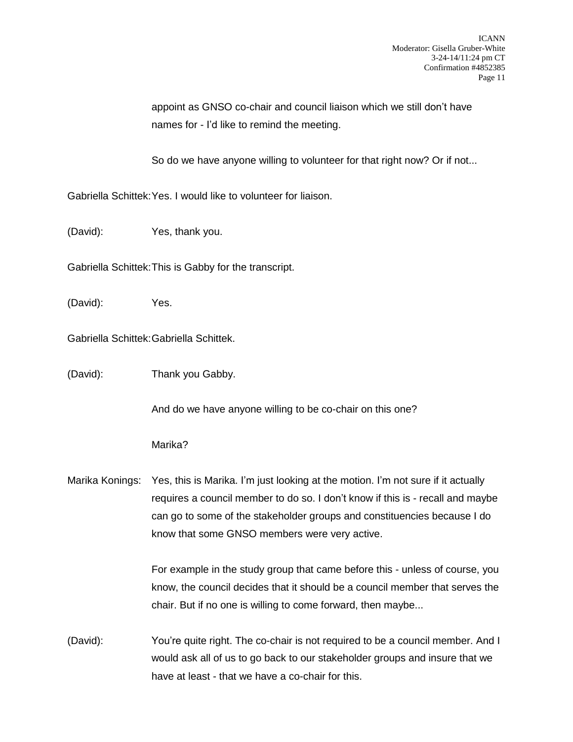appoint as GNSO co-chair and council liaison which we still don't have names for - I'd like to remind the meeting.

So do we have anyone willing to volunteer for that right now? Or if not...

Gabriella Schittek: Yes. I would like to volunteer for liaison.

(David): Yes, thank you.

Gabriella Schittek: This is Gabby for the transcript.

(David): Yes.

Gabriella Schittek: Gabriella Schittek.

(David): Thank you Gabby.

And do we have anyone willing to be co-chair on this one?

Marika?

Marika Konings: Yes, this is Marika. I'm just looking at the motion. I'm not sure if it actually requires a council member to do so. I don't know if this is - recall and maybe can go to some of the stakeholder groups and constituencies because I do know that some GNSO members were very active.

For example in the study group that came before this - unless of course, you know, the council decides that it should be a council member that serves the chair. But if no one is willing to come forward, then maybe...

(David): You're quite right. The co-chair is not required to be a council member. And I would ask all of us to go back to our stakeholder groups and insure that we have at least - that we have a co-chair for this.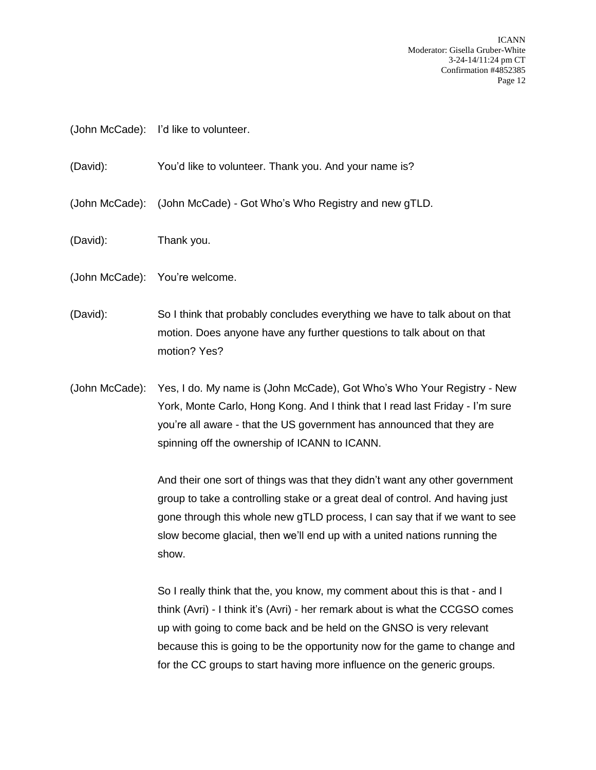(John McCade): I'd like to volunteer.

(David): You'd like to volunteer. Thank you. And your name is?

(John McCade): (John McCade) - Got Who's Who Registry and new gTLD.

(David): Thank you.

(John McCade): You're welcome.

(David): So I think that probably concludes everything we have to talk about on that motion. Does anyone have any further questions to talk about on that motion? Yes?

(John McCade): Yes, I do. My name is (John McCade), Got Who's Who Your Registry - New York, Monte Carlo, Hong Kong. And I think that I read last Friday - I'm sure you're all aware - that the US government has announced that they are spinning off the ownership of ICANN to ICANN.

And their one sort of things was that they didn't want any other government group to take a controlling stake or a great deal of control. And having just gone through this whole new gTLD process, I can say that if we want to see slow become glacial, then we'll end up with a united nations running the show.

So I really think that the, you know, my comment about this is that - and I think (Avri) - I think it's (Avri) - her remark about is what the CCGSO comes up with going to come back and be held on the GNSO is very relevant because this is going to be the opportunity now for the game to change and for the CC groups to start having more influence on the generic groups.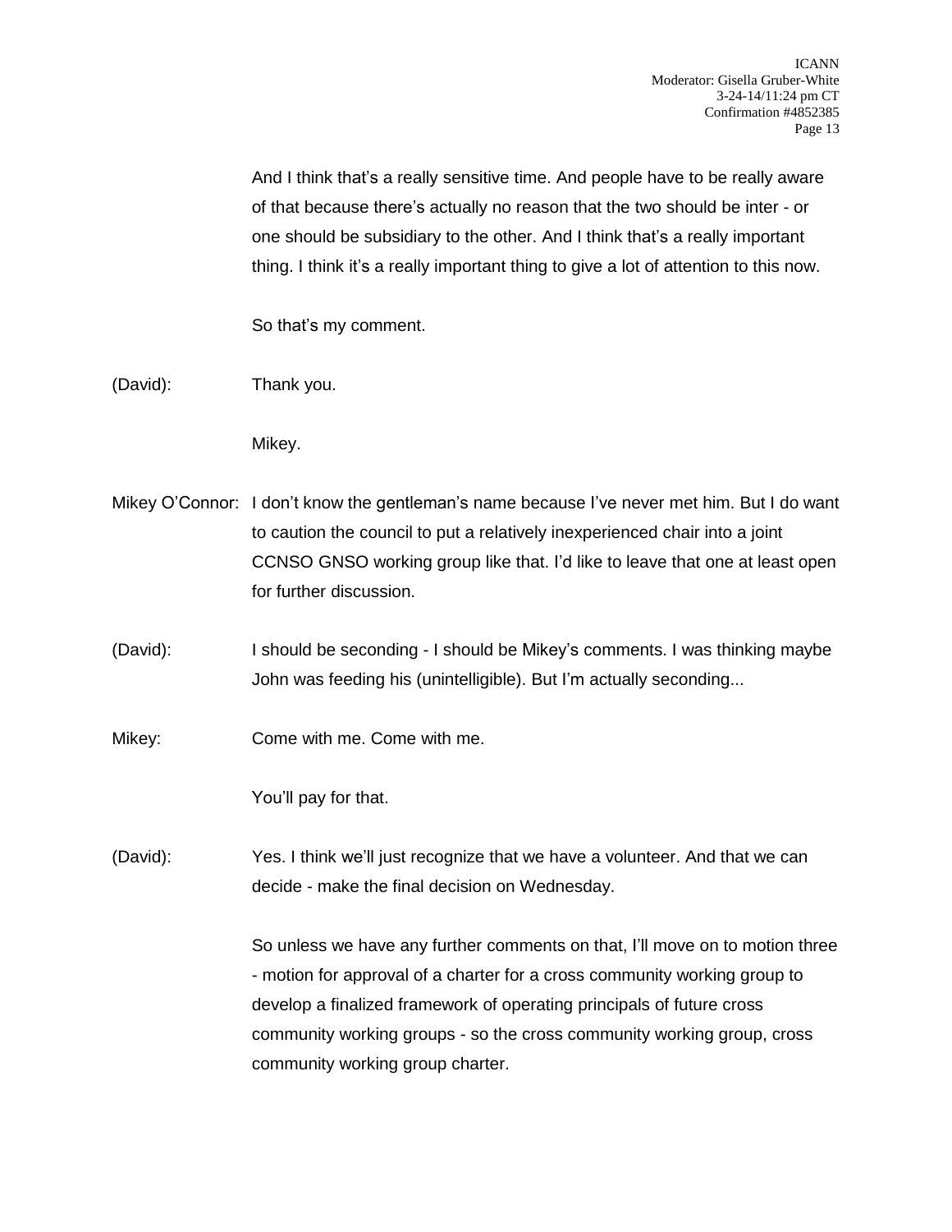And I think that's a really sensitive time. And people have to be really aware of that because there's actually no reason that the two should be inter - or one should be subsidiary to the other. And I think that's a really important thing. I think it's a really important thing to give a lot of attention to this now.

So that's my comment.

(David): Thank you.

Mikey.

Mikey O'Connor: I don't know the gentleman's name because I've never met him. But I do want to caution the council to put a relatively inexperienced chair into a joint CCNSO GNSO working group like that. I'd like to leave that one at least open for further discussion.

(David): I should be seconding - I should be Mikey's comments. I was thinking maybe John was feeding his (unintelligible). But I'm actually seconding...

Mikey: Come with me. Come with me.

You'll pay for that.

(David): Yes. I think we'll just recognize that we have a volunteer. And that we can decide - make the final decision on Wednesday.

So unless we have any further comments on that, I'll move on to motion three - motion for approval of a charter for a cross community working group to develop a finalized framework of operating principals of future cross community working groups - so the cross community working group, cross community working group charter.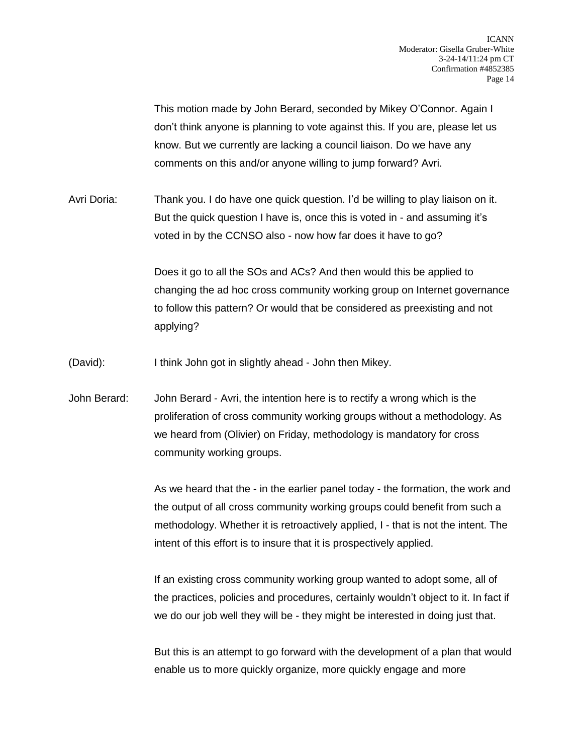This motion made by John Berard, seconded by Mikey O'Connor. Again I don't think anyone is planning to vote against this. If you are, please let us know. But we currently are lacking a council liaison. Do we have any comments on this and/or anyone willing to jump forward? Avri.

Avri Doria: Thank you. I do have one quick question. I'd be willing to play liaison on it. But the quick question I have is, once this is voted in - and assuming it's voted in by the CCNSO also - now how far does it have to go?

Does it go to all the SOs and ACs? And then would this be applied to changing the ad hoc cross community working group on Internet governance to follow this pattern? Or would that be considered as preexisting and not applying?

(David): I think John got in slightly ahead - John then Mikey.

John Berard: John Berard - Avri, the intention here is to rectify a wrong which is the proliferation of cross community working groups without a methodology. As we heard from (Olivier) on Friday, methodology is mandatory for cross community working groups.

As we heard that the - in the earlier panel today - the formation, the work and the output of all cross community working groups could benefit from such a methodology. Whether it is retroactively applied, I - that is not the intent. The intent of this effort is to insure that it is prospectively applied.

If an existing cross community working group wanted to adopt some, all of the practices, policies and procedures, certainly wouldn't object to it. In fact if we do our job well they will be - they might be interested in doing just that.

But this is an attempt to go forward with the development of a plan that would enable us to more quickly organize, more quickly engage and more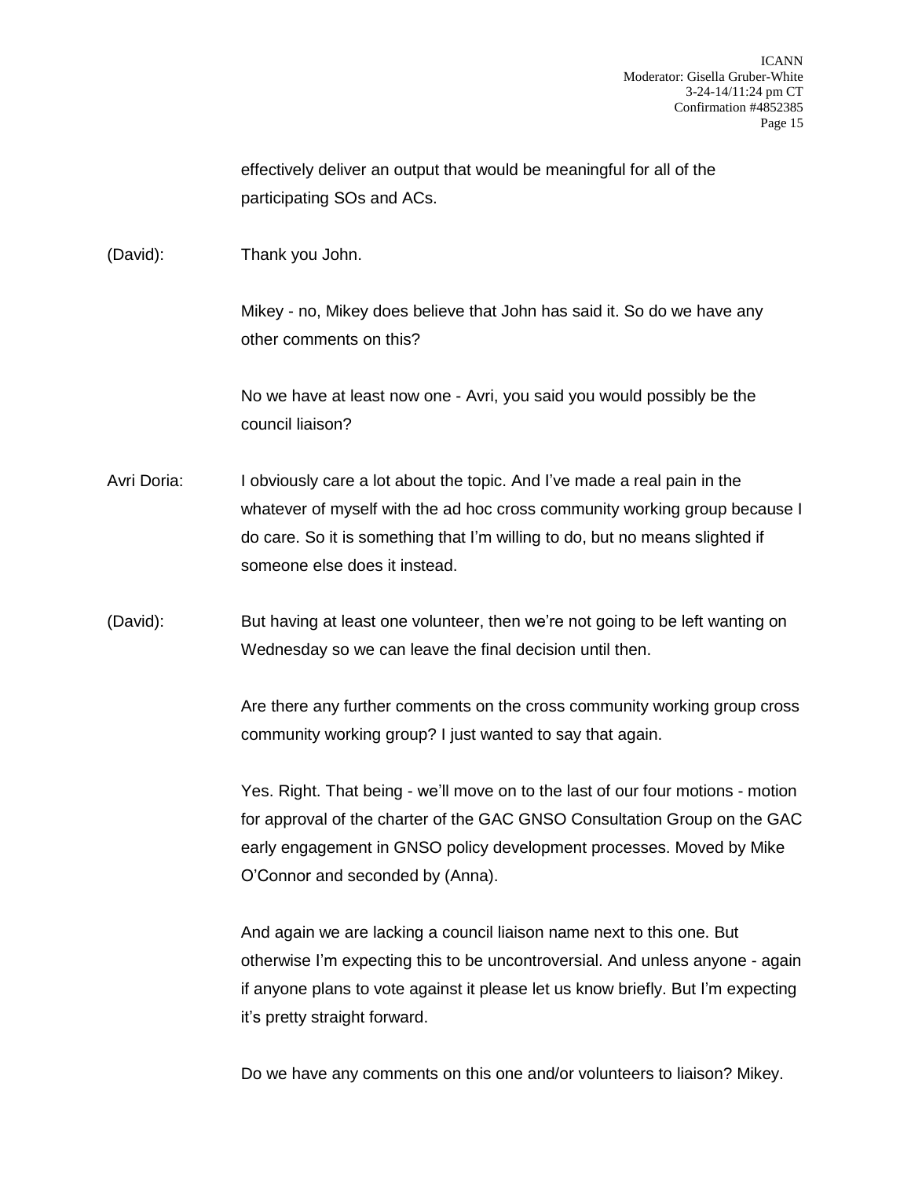effectively deliver an output that would be meaningful for all of the participating SOs and ACs.

(David): Thank you John.

Mikey - no, Mikey does believe that John has said it. So do we have any other comments on this?

No we have at least now one - Avri, you said you would possibly be the council liaison?

Avri Doria: I obviously care a lot about the topic. And I've made a real pain in the whatever of myself with the ad hoc cross community working group because I do care. So it is something that I'm willing to do, but no means slighted if someone else does it instead.

(David): But having at least one volunteer, then we're not going to be left wanting on Wednesday so we can leave the final decision until then.

Are there any further comments on the cross community working group cross community working group? I just wanted to say that again.

Yes. Right. That being - we'll move on to the last of our four motions - motion for approval of the charter of the GAC GNSO Consultation Group on the GAC early engagement in GNSO policy development processes. Moved by Mike O'Connor and seconded by (Anna).

And again we are lacking a council liaison name next to this one. But otherwise I'm expecting this to be uncontroversial. And unless anyone - again if anyone plans to vote against it please let us know briefly. But I'm expecting it's pretty straight forward.

Do we have any comments on this one and/or volunteers to liaison? Mikey.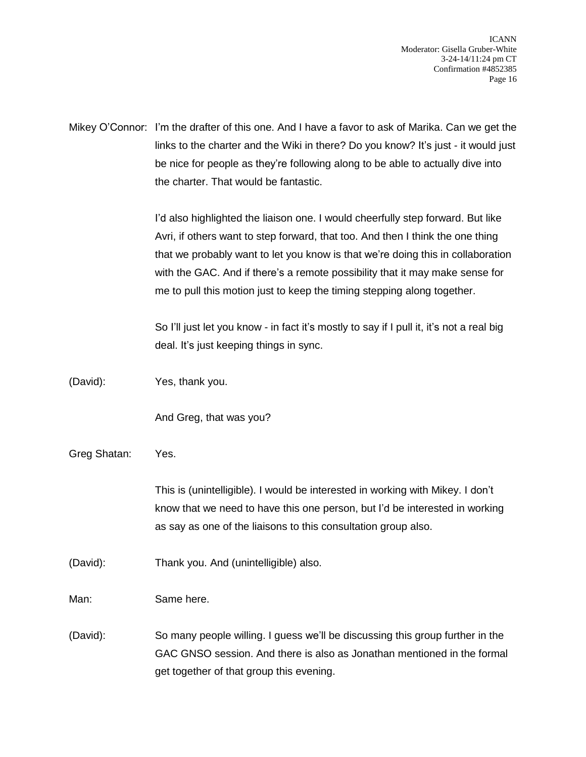Mikey O'Connor: I'm the drafter of this one. And I have a favor to ask of Marika. Can we get the links to the charter and the Wiki in there? Do you know? It's just - it would just be nice for people as they're following along to be able to actually dive into the charter. That would be fantastic.

I'd also highlighted the liaison one. I would cheerfully step forward. But like Avri, if others want to step forward, that too. And then I think the one thing that we probably want to let you know is that we're doing this in collaboration with the GAC. And if there's a remote possibility that it may make sense for me to pull this motion just to keep the timing stepping along together.

So I'll just let you know - in fact it's mostly to say if I pull it, it's not a real big deal. It's just keeping things in sync.

(David): Yes, thank you.

And Greg, that was you?

Greg Shatan: Yes.

This is (unintelligible). I would be interested in working with Mikey. I don't know that we need to have this one person, but I'd be interested in working as say as one of the liaisons to this consultation group also.

(David): Thank you. And (unintelligible) also.

Man: Same here.

(David): So many people willing. I guess we'll be discussing this group further in the GAC GNSO session. And there is also as Jonathan mentioned in the formal get together of that group this evening.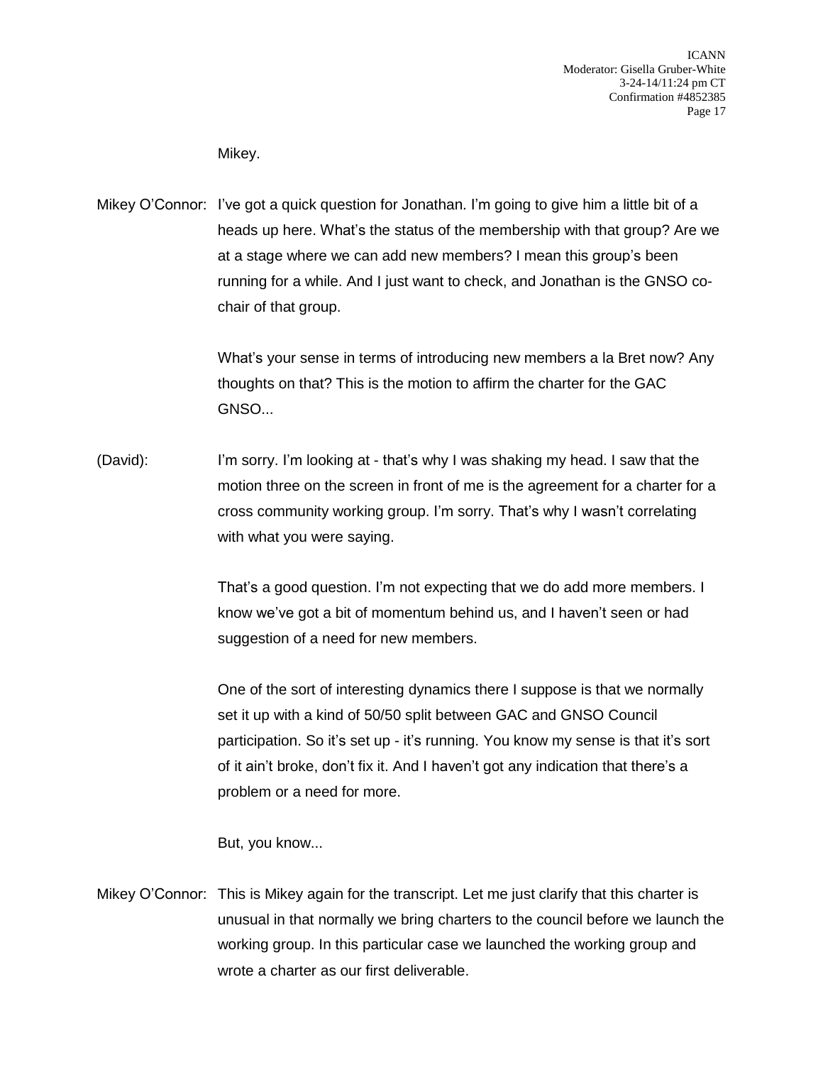Mikey.

Mikey O'Connor: I've got a quick question for Jonathan. I'm going to give him a little bit of a heads up here. What's the status of the membership with that group? Are we at a stage where we can add new members? I mean this group's been running for a while. And I just want to check, and Jonathan is the GNSO co-chair of that group.

What's your sense in terms of introducing new members a la Bret now? Any thoughts on that? This is the motion to affirm the charter for the GAC GNSO...

(David): I'm sorry. I'm looking at - that's why I was shaking my head. I saw that the motion three on the screen in front of me is the agreement for a charter for a cross community working group. I'm sorry. That's why I wasn't correlating with what you were saying.

That's a good question. I'm not expecting that we do add more members. I know we've got a bit of momentum behind us, and I haven't seen or had suggestion of a need for new members.

One of the sort of interesting dynamics there I suppose is that we normally set it up with a kind of 50/50 split between GAC and GNSO Council participation. So it's set up - it's running. You know my sense is that it's sort of it ain't broke, don't fix it. And I haven't got any indication that there's a problem or a need for more.

But, you know...

Mikey O'Connor: This is Mikey again for the transcript. Let me just clarify that this charter is unusual in that normally we bring charters to the council before we launch the working group. In this particular case we launched the working group and wrote a charter as our first deliverable.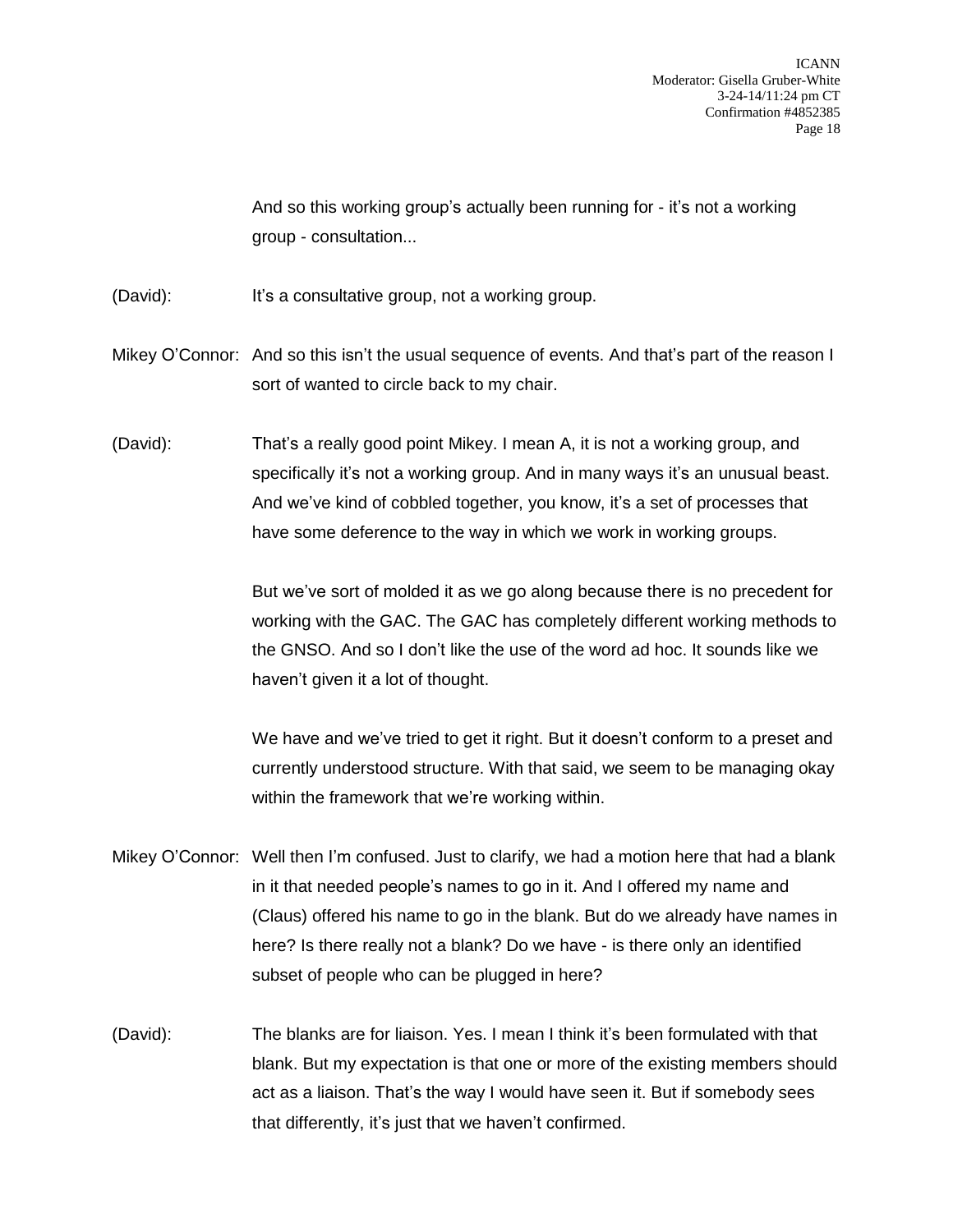And so this working group's actually been running for - it's not a working group - consultation...

(David): It's a consultative group, not a working group.

Mikey O'Connor: And so this isn't the usual sequence of events. And that's part of the reason I sort of wanted to circle back to my chair.

(David): That's a really good point Mikey. I mean A, it is not a working group, and specifically it's not a working group. And in many ways it's an unusual beast. And we've kind of cobbled together, you know, it's a set of processes that have some deference to the way in which we work in working groups.

But we've sort of molded it as we go along because there is no precedent for working with the GAC. The GAC has completely different working methods to the GNSO. And so I don't like the use of the word ad hoc. It sounds like we haven't given it a lot of thought.

We have and we've tried to get it right. But it doesn't conform to a preset and currently understood structure. With that said, we seem to be managing okay within the framework that we're working within.

Mikey O'Connor: Well then I'm confused. Just to clarify, we had a motion here that had a blank in it that needed people's names to go in it. And I offered my name and (Claus) offered his name to go in the blank. But do we already have names in here? Is there really not a blank? Do we have - is there only an identified subset of people who can be plugged in here?

(David): The blanks are for liaison. Yes. I mean I think it's been formulated with that blank. But my expectation is that one or more of the existing members should act as a liaison. That's the way I would have seen it. But if somebody sees that differently, it's just that we haven't confirmed.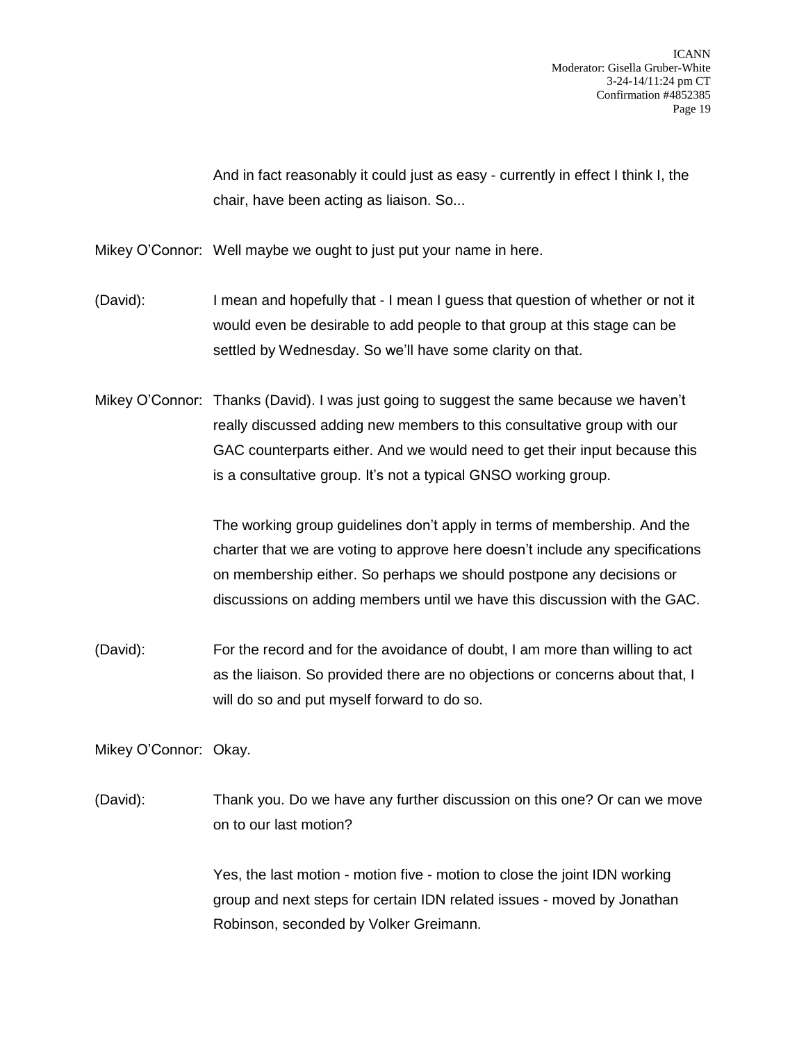And in fact reasonably it could just as easy - currently in effect I think I, the chair, have been acting as liaison. So...

Mikey O'Connor: Well maybe we ought to just put your name in here.

(David): I mean and hopefully that - I mean I guess that question of whether or not it would even be desirable to add people to that group at this stage can be settled by Wednesday. So we'll have some clarity on that.

Mikey O'Connor: Thanks (David). I was just going to suggest the same because we haven't really discussed adding new members to this consultative group with our GAC counterparts either. And we would need to get their input because this is a consultative group. It's not a typical GNSO working group.

The working group guidelines don't apply in terms of membership. And the charter that we are voting to approve here doesn't include any specifications on membership either. So perhaps we should postpone any decisions or discussions on adding members until we have this discussion with the GAC.

(David): For the record and for the avoidance of doubt, I am more than willing to act as the liaison. So provided there are no objections or concerns about that, I will do so and put myself forward to do so.

Mikey O'Connor: Okay.

(David): Thank you. Do we have any further discussion on this one? Or can we move on to our last motion?

Yes, the last motion - motion five - motion to close the joint IDN working group and next steps for certain IDN related issues - moved by Jonathan Robinson, seconded by Volker Greimann.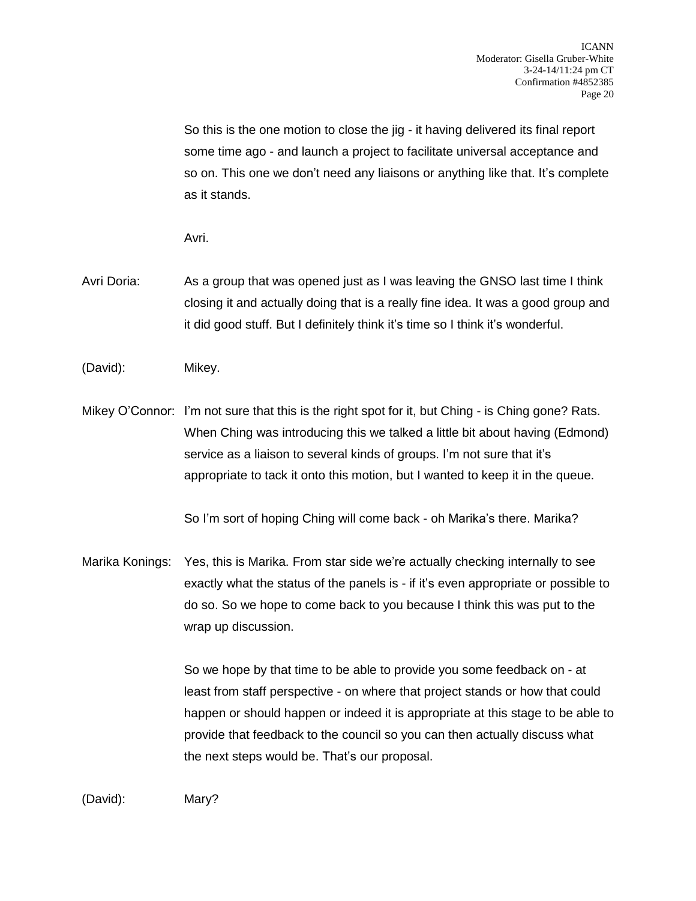So this is the one motion to close the jig - it having delivered its final report some time ago - and launch a project to facilitate universal acceptance and so on. This one we don't need any liaisons or anything like that. It's complete as it stands.

Avri.

Avri Doria: As a group that was opened just as I was leaving the GNSO last time I think closing it and actually doing that is a really fine idea. It was a good group and it did good stuff. But I definitely think it's time so I think it's wonderful.

(David): Mikey.

Mikey O'Connor: I'm not sure that this is the right spot for it, but Ching - is Ching gone? Rats. When Ching was introducing this we talked a little bit about having (Edmond) service as a liaison to several kinds of groups. I'm not sure that it's appropriate to tack it onto this motion, but I wanted to keep it in the queue.

So I'm sort of hoping Ching will come back - oh Marika's there. Marika?

Marika Konings: Yes, this is Marika. From star side we're actually checking internally to see exactly what the status of the panels is - if it's even appropriate or possible to do so. So we hope to come back to you because I think this was put to the wrap up discussion.

So we hope by that time to be able to provide you some feedback on - at least from staff perspective - on where that project stands or how that could happen or should happen or indeed it is appropriate at this stage to be able to provide that feedback to the council so you can then actually discuss what the next steps would be. That's our proposal.

(David): Mary?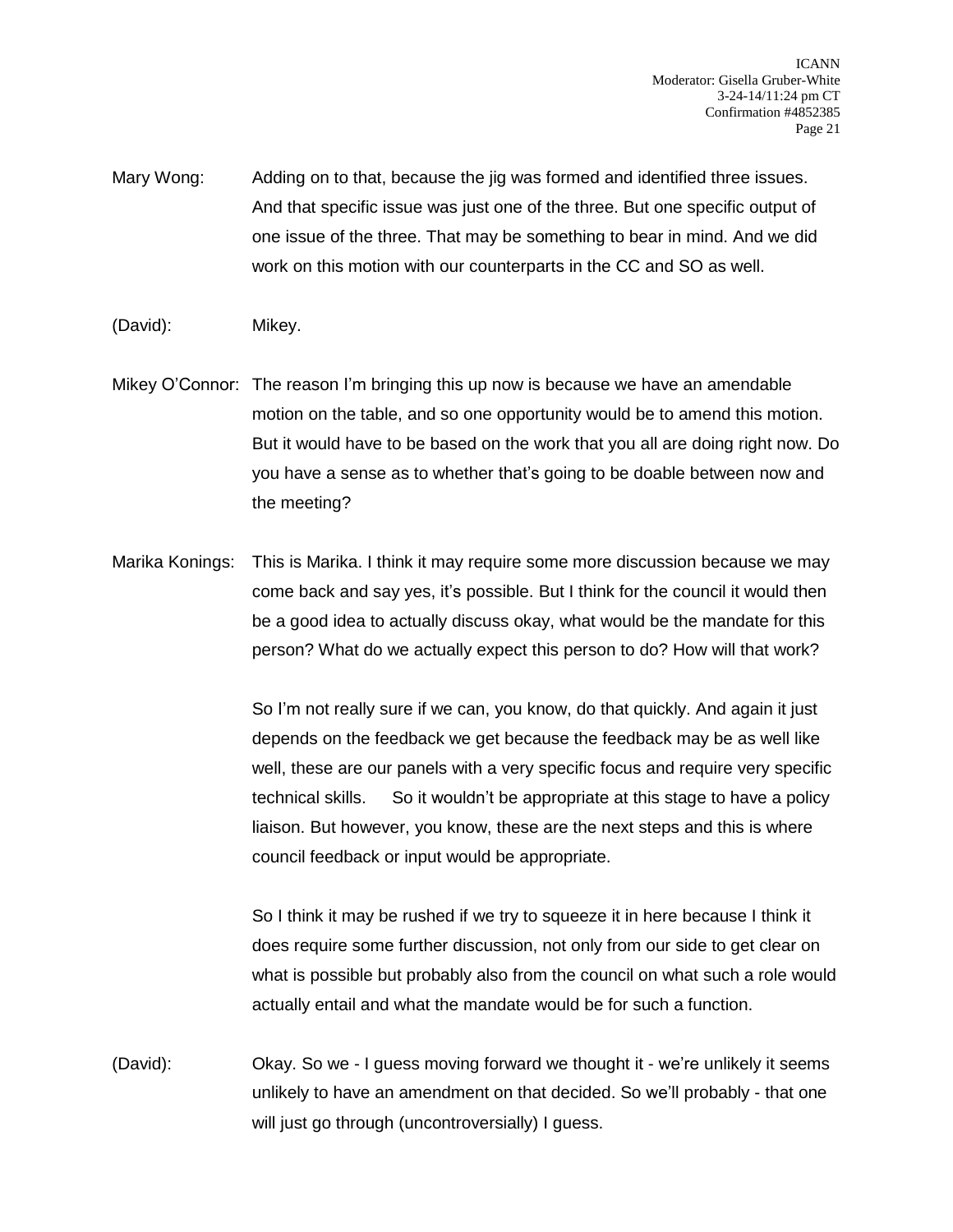Mary Wong: Adding on to that, because the jig was formed and identified three issues. And that specific issue was just one of the three. But one specific output of one issue of the three. That may be something to bear in mind. And we did work on this motion with our counterparts in the CC and SO as well.

(David): Mikey.

Mikey O'Connor: The reason I'm bringing this up now is because we have an amendable motion on the table, and so one opportunity would be to amend this motion. But it would have to be based on the work that you all are doing right now. Do you have a sense as to whether that's going to be doable between now and the meeting?

Marika Konings: This is Marika. I think it may require some more discussion because we may come back and say yes, it's possible. But I think for the council it would then be a good idea to actually discuss okay, what would be the mandate for this person? What do we actually expect this person to do? How will that work?

So I'm not really sure if we can, you know, do that quickly. And again it just depends on the feedback we get because the feedback may be as well like well, these are our panels with a very specific focus and require very specific technical skills. So it wouldn't be appropriate at this stage to have a policy liaison. But however, you know, these are the next steps and this is where council feedback or input would be appropriate.

So I think it may be rushed if we try to squeeze it in here because I think it does require some further discussion, not only from our side to get clear on what is possible but probably also from the council on what such a role would actually entail and what the mandate would be for such a function.

(David): Okay. So we - I guess moving forward we thought it - we're unlikely it seems unlikely to have an amendment on that decided. So we'll probably - that one will just go through (uncontroversially) I guess.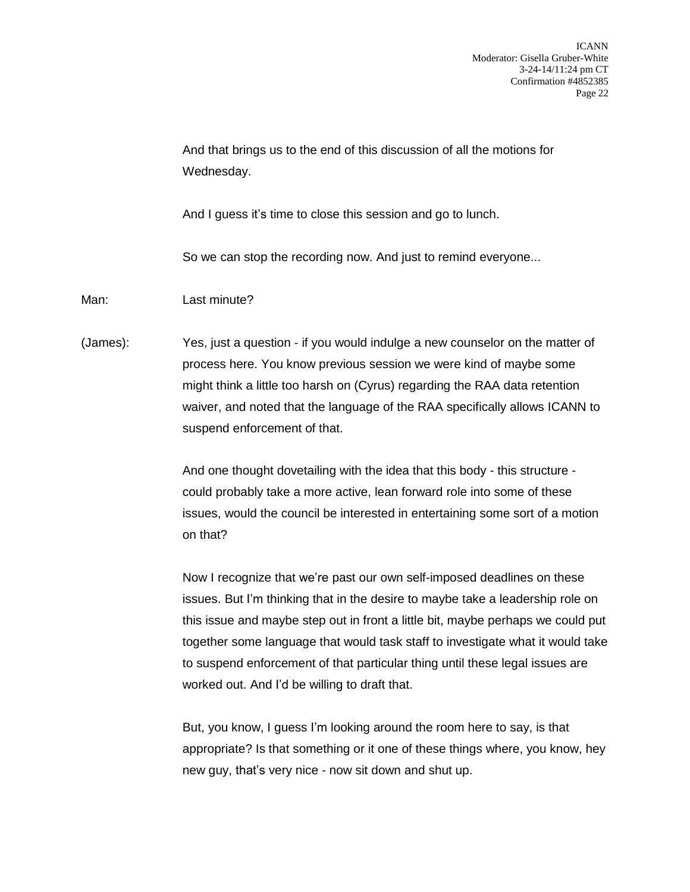And that brings us to the end of this discussion of all the motions for Wednesday.

And I guess it's time to close this session and go to lunch.

So we can stop the recording now. And just to remind everyone...

Man: Last minute?

(James): Yes, just a question - if you would indulge a new counselor on the matter of process here. You know previous session we were kind of maybe some might think a little too harsh on (Cyrus) regarding the RAA data retention waiver, and noted that the language of the RAA specifically allows ICANN to suspend enforcement of that.

And one thought dovetailing with the idea that this body - this structure - could probably take a more active, lean forward role into some of these issues, would the council be interested in entertaining some sort of a motion on that?

Now I recognize that we're past our own self-imposed deadlines on these issues. But I'm thinking that in the desire to maybe take a leadership role on this issue and maybe step out in front a little bit, maybe perhaps we could put together some language that would task staff to investigate what it would take to suspend enforcement of that particular thing until these legal issues are worked out. And I'd be willing to draft that.

But, you know, I guess I'm looking around the room here to say, is that appropriate? Is that something or it one of these things where, you know, hey new guy, that's very nice - now sit down and shut up.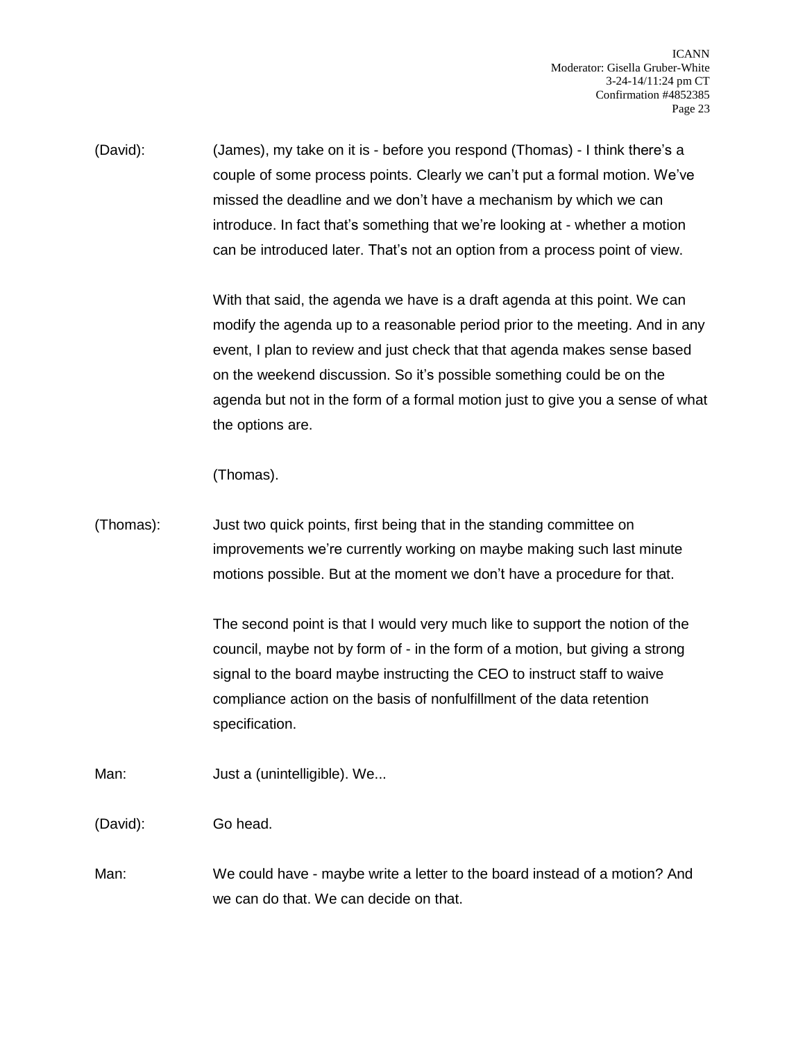(David): (James), my take on it is - before you respond (Thomas) - I think there's a couple of some process points. Clearly we can't put a formal motion. We've missed the deadline and we don't have a mechanism by which we can introduce. In fact that's something that we're looking at - whether a motion can be introduced later. That's not an option from a process point of view.

With that said, the agenda we have is a draft agenda at this point. We can modify the agenda up to a reasonable period prior to the meeting. And in any event, I plan to review and just check that that agenda makes sense based on the weekend discussion. So it's possible something could be on the agenda but not in the form of a formal motion just to give you a sense of what the options are.

(Thomas).

(Thomas): Just two quick points, first being that in the standing committee on improvements we're currently working on maybe making such last minute motions possible. But at the moment we don't have a procedure for that.

The second point is that I would very much like to support the notion of the council, maybe not by form of - in the form of a motion, but giving a strong signal to the board maybe instructing the CEO to instruct staff to waive compliance action on the basis of nonfulfillment of the data retention specification.

Man: Just a (unintelligible). We...

(David): Go head.

Man: We could have - maybe write a letter to the board instead of a motion? And we can do that. We can decide on that.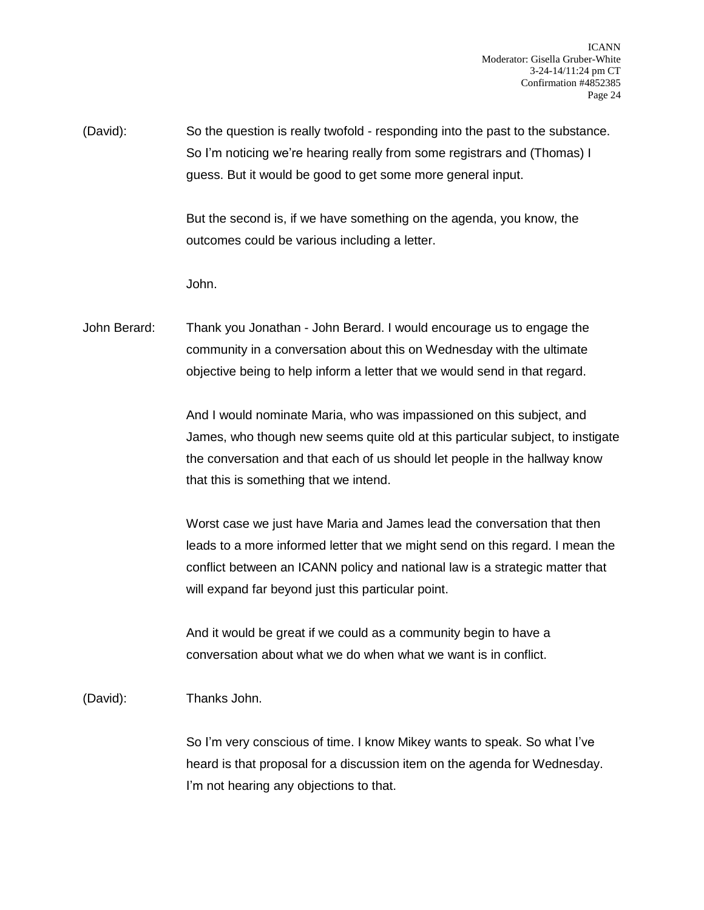(David): So the question is really twofold - responding into the past to the substance. So I'm noticing we're hearing really from some registrars and (Thomas) I guess. But it would be good to get some more general input.

But the second is, if we have something on the agenda, you know, the outcomes could be various including a letter.

John.

John Berard: Thank you Jonathan - John Berard. I would encourage us to engage the community in a conversation about this on Wednesday with the ultimate objective being to help inform a letter that we would send in that regard.

And I would nominate Maria, who was impassioned on this subject, and James, who though new seems quite old at this particular subject, to instigate the conversation and that each of us should let people in the hallway know that this is something that we intend.

Worst case we just have Maria and James lead the conversation that then leads to a more informed letter that we might send on this regard. I mean the conflict between an ICANN policy and national law is a strategic matter that will expand far beyond just this particular point.

And it would be great if we could as a community begin to have a conversation about what we do when what we want is in conflict.

(David): Thanks John.

So I'm very conscious of time. I know Mikey wants to speak. So what I've heard is that proposal for a discussion item on the agenda for Wednesday. I'm not hearing any objections to that.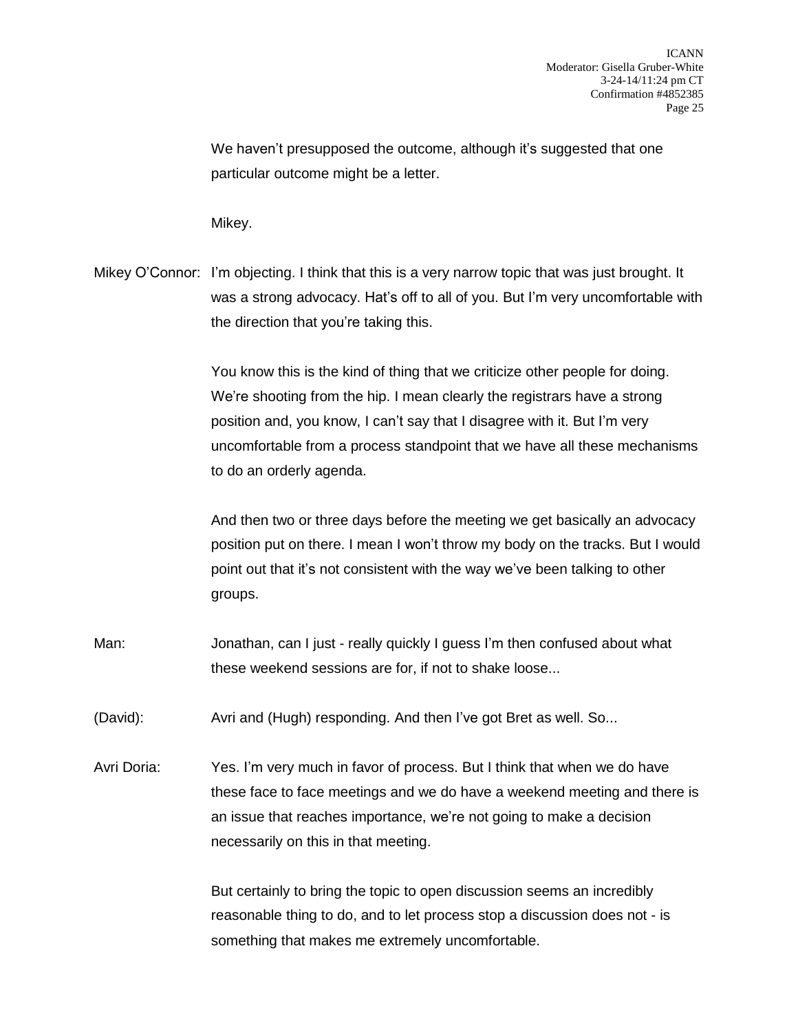We haven't presupposed the outcome, although it's suggested that one particular outcome might be a letter.

Mikey.

Mikey O'Connor: I'm objecting. I think that this is a very narrow topic that was just brought. It was a strong advocacy. Hat's off to all of you. But I'm very uncomfortable with the direction that you're taking this.

You know this is the kind of thing that we criticize other people for doing. We're shooting from the hip. I mean clearly the registrars have a strong position and, you know, I can't say that I disagree with it. But I'm very uncomfortable from a process standpoint that we have all these mechanisms to do an orderly agenda.

And then two or three days before the meeting we get basically an advocacy position put on there. I mean I won't throw my body on the tracks. But I would point out that it's not consistent with the way we've been talking to other groups.

Man: Jonathan, can I just - really quickly I guess I'm then confused about what these weekend sessions are for, if not to shake loose...

(David): Avri and (Hugh) responding. And then I've got Bret as well. So...

Avri Doria: Yes. I'm very much in favor of process. But I think that when we do have these face to face meetings and we do have a weekend meeting and there is an issue that reaches importance, we're not going to make a decision necessarily on this in that meeting.

But certainly to bring the topic to open discussion seems an incredibly reasonable thing to do, and to let process stop a discussion does not - is something that makes me extremely uncomfortable.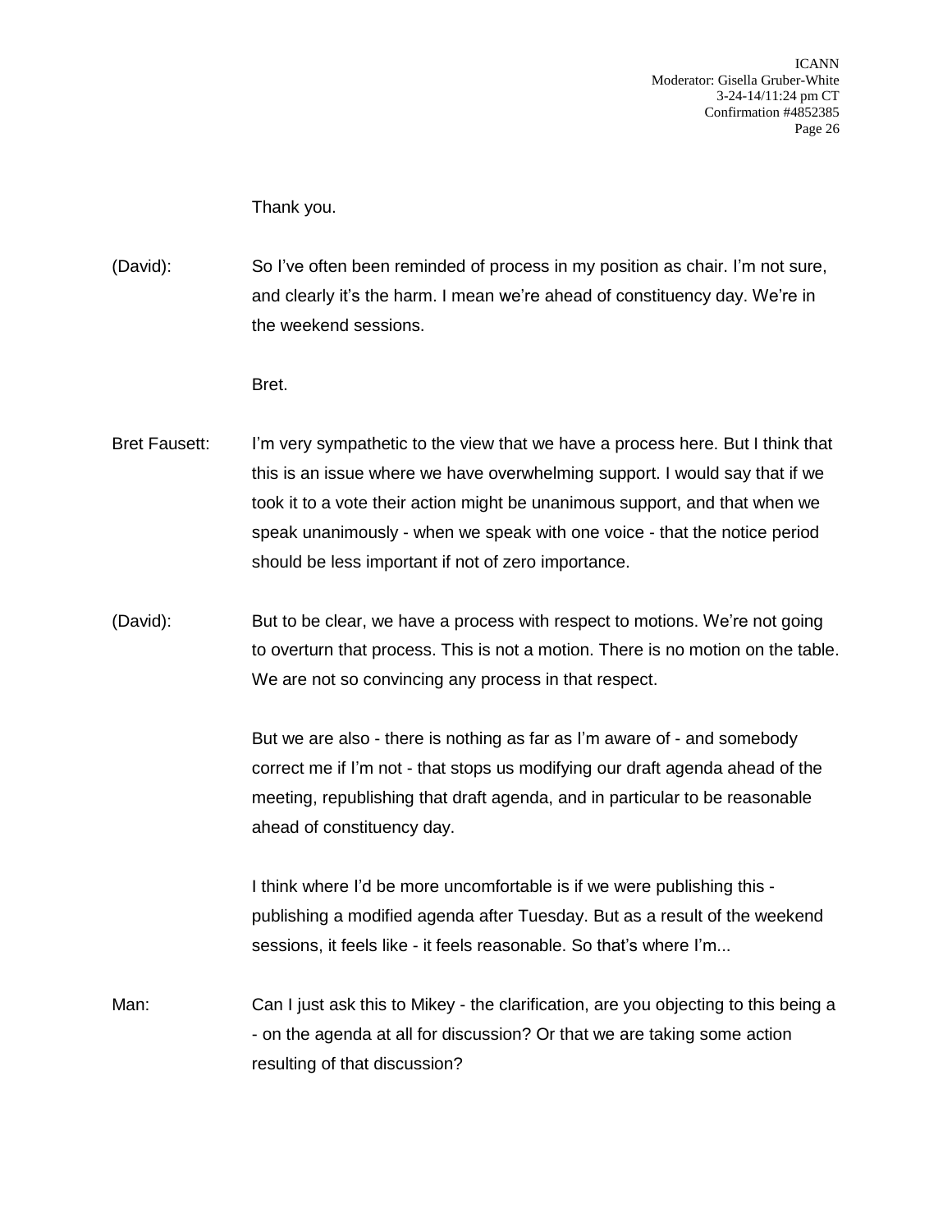Thank you.

(David): So I've often been reminded of process in my position as chair. I'm not sure, and clearly it's the harm. I mean we're ahead of constituency day. We're in the weekend sessions.

Bret.

Bret Fausett: I'm very sympathetic to the view that we have a process here. But I think that this is an issue where we have overwhelming support. I would say that if we took it to a vote their action might be unanimous support, and that when we speak unanimously - when we speak with one voice - that the notice period should be less important if not of zero importance.

(David): But to be clear, we have a process with respect to motions. We're not going to overturn that process. This is not a motion. There is no motion on the table. We are not so convincing any process in that respect.

But we are also - there is nothing as far as I'm aware of - and somebody correct me if I'm not - that stops us modifying our draft agenda ahead of the meeting, republishing that draft agenda, and in particular to be reasonable ahead of constituency day.

I think where I'd be more uncomfortable is if we were publishing this - publishing a modified agenda after Tuesday. But as a result of the weekend sessions, it feels like - it feels reasonable. So that's where I'm...

Man: Can I just ask this to Mikey - the clarification, are you objecting to this being a - on the agenda at all for discussion? Or that we are taking some action resulting of that discussion?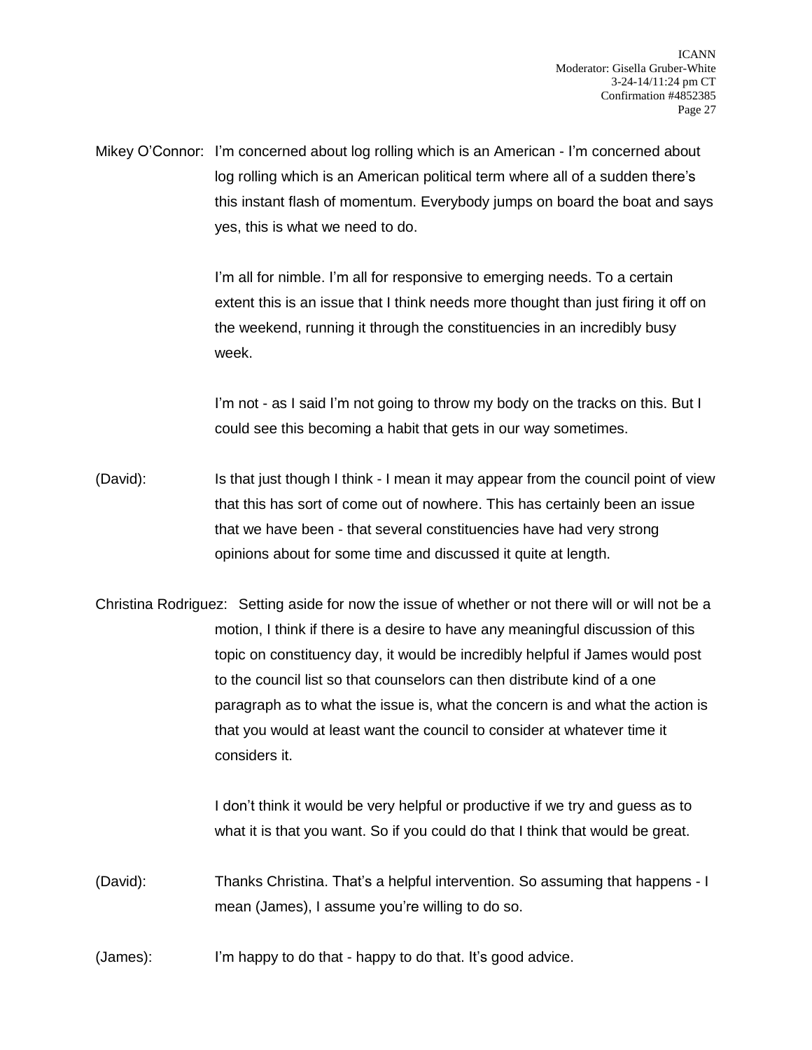Mikey O'Connor: I'm concerned about log rolling which is an American - I'm concerned about log rolling which is an American political term where all of a sudden there's this instant flash of momentum. Everybody jumps on board the boat and says yes, this is what we need to do.

I'm all for nimble. I'm all for responsive to emerging needs. To a certain extent this is an issue that I think needs more thought than just firing it off on the weekend, running it through the constituencies in an incredibly busy week.

I'm not - as I said I'm not going to throw my body on the tracks on this. But I could see this becoming a habit that gets in our way sometimes.

(David): Is that just though I think - I mean it may appear from the council point of view that this has sort of come out of nowhere. This has certainly been an issue that we have been - that several constituencies have had very strong opinions about for some time and discussed it quite at length.

Christina Rodriguez: Setting aside for now the issue of whether or not there will or will not be a motion, I think if there is a desire to have any meaningful discussion of this topic on constituency day, it would be incredibly helpful if James would post to the council list so that counselors can then distribute kind of a one paragraph as to what the issue is, what the concern is and what the action is that you would at least want the council to consider at whatever time it considers it.

I don't think it would be very helpful or productive if we try and guess as to what it is that you want. So if you could do that I think that would be great.

(David): Thanks Christina. That's a helpful intervention. So assuming that happens - I mean (James), I assume you're willing to do so.

(James): I'm happy to do that - happy to do that. It's good advice.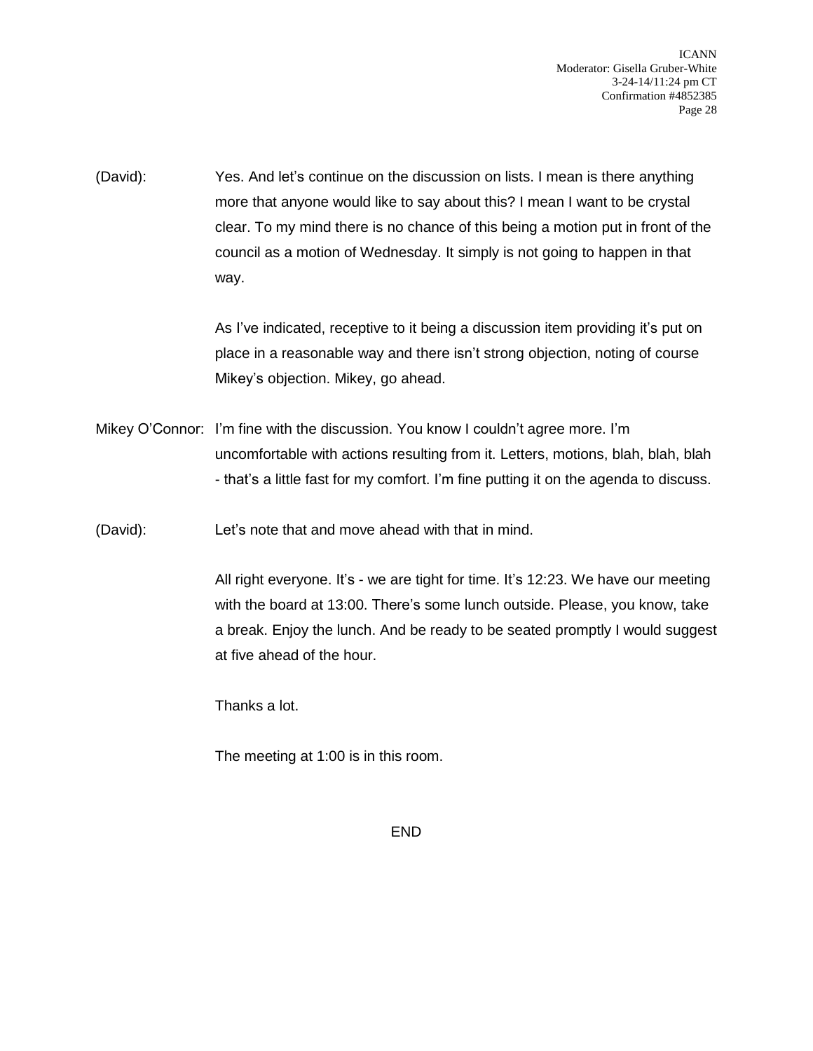(David): Yes. And let's continue on the discussion on lists. I mean is there anything more that anyone would like to say about this? I mean I want to be crystal clear. To my mind there is no chance of this being a motion put in front of the council as a motion of Wednesday. It simply is not going to happen in that way.

As I've indicated, receptive to it being a discussion item providing it's put on place in a reasonable way and there isn't strong objection, noting of course Mikey's objection. Mikey, go ahead.

Mikey O'Connor: I'm fine with the discussion. You know I couldn't agree more. I'm uncomfortable with actions resulting from it. Letters, motions, blah, blah, blah - that's a little fast for my comfort. I'm fine putting it on the agenda to discuss.

(David): Let's note that and move ahead with that in mind.

All right everyone. It's - we are tight for time. It's 12:23. We have our meeting with the board at 13:00. There's some lunch outside. Please, you know, take a break. Enjoy the lunch. And be ready to be seated promptly I would suggest at five ahead of the hour.

Thanks a lot.

The meeting at 1:00 is in this room.

END